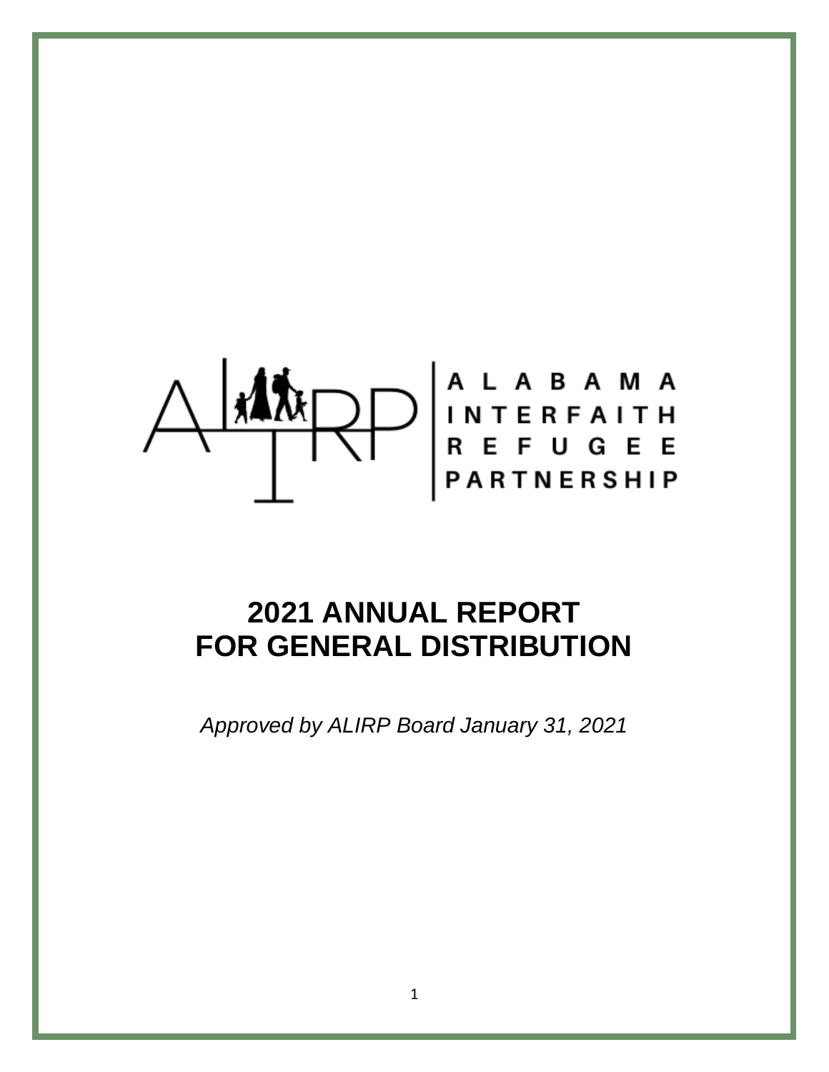ALIRP | ALABAMA INTERFAITH REFUGEE PARTNERSHIP

# 2021 ANNUAL REPORT FOR GENERAL DISTRIBUTION

*Approved by ALIRP Board January 31, 2021*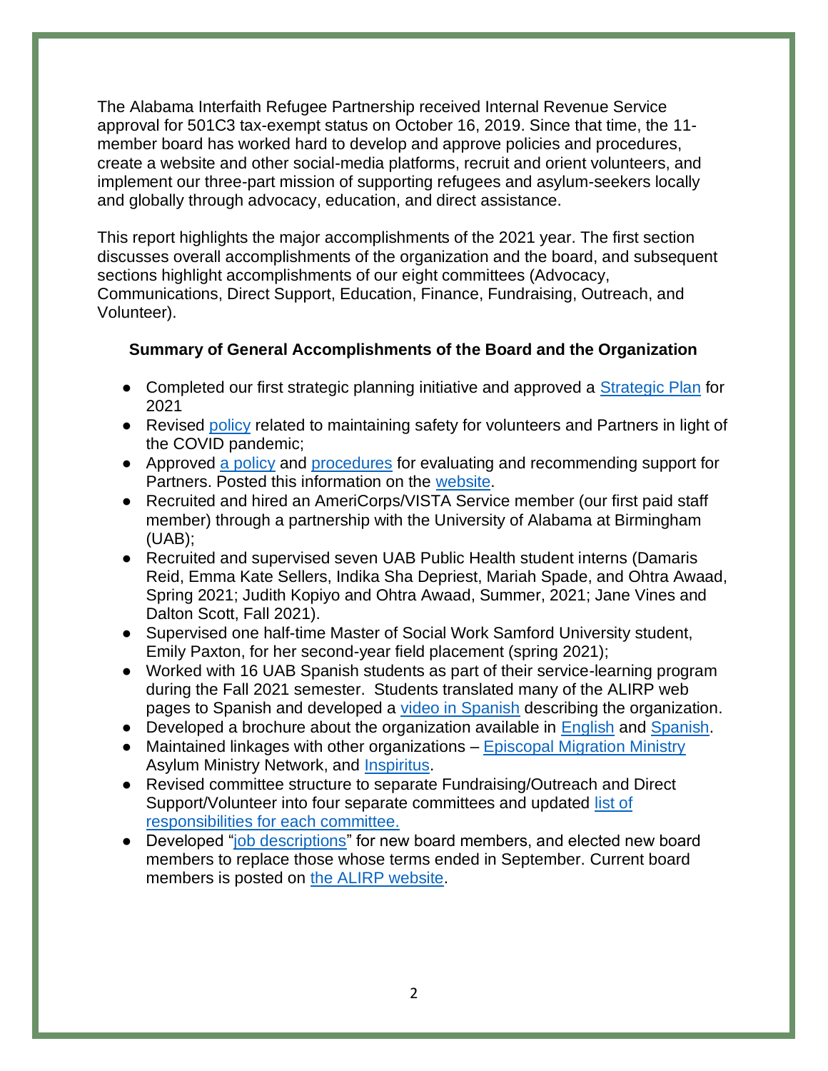The Alabama Interfaith Refugee Partnership received Internal Revenue Service approval for 501C3 tax-exempt status on October 16, 2019. Since that time, the 11-member board has worked hard to develop and approve policies and procedures, create a website and other social-media platforms, recruit and orient volunteers, and implement our three-part mission of supporting refugees and asylum-seekers locally and globally through advocacy, education, and direct assistance.

This report highlights the major accomplishments of the 2021 year. The first section discusses overall accomplishments of the organization and the board, and subsequent sections highlight accomplishments of our eight committees (Advocacy, Communications, Direct Support, Education, Finance, Fundraising, Outreach, and Volunteer).

**Summary of General Accomplishments of the Board and the Organization**

- Completed our first strategic planning initiative and approved a Strategic Plan for 2021
- Revised policy related to maintaining safety for volunteers and Partners in light of the COVID pandemic;
- Approved a policy and procedures for evaluating and recommending support for Partners. Posted this information on the website.
- Recruited and hired an AmeriCorps/VISTA Service member (our first paid staff member) through a partnership with the University of Alabama at Birmingham (UAB);
- Recruited and supervised seven UAB Public Health student interns (Damaris Reid, Emma Kate Sellers, Indika Sha Depriest, Mariah Spade, and Ohtra Awaad, Spring 2021; Judith Kopiyo and Ohtra Awaad, Summer, 2021; Jane Vines and Dalton Scott, Fall 2021).
- Supervised one half-time Master of Social Work Samford University student, Emily Paxton, for her second-year field placement (spring 2021);
- Worked with 16 UAB Spanish students as part of their service-learning program during the Fall 2021 semester. Students translated many of the ALIRP web pages to Spanish and developed a video in Spanish describing the organization.
- Developed a brochure about the organization available in English and Spanish.
- Maintained linkages with other organizations – Episcopal Migration Ministry Asylum Ministry Network, and Inspiritus.
- Revised committee structure to separate Fundraising/Outreach and Direct Support/Volunteer into four separate committees and updated list of responsibilities for each committee.
- Developed "job descriptions" for new board members, and elected new board members to replace those whose terms ended in September. Current board members is posted on the ALIRP website.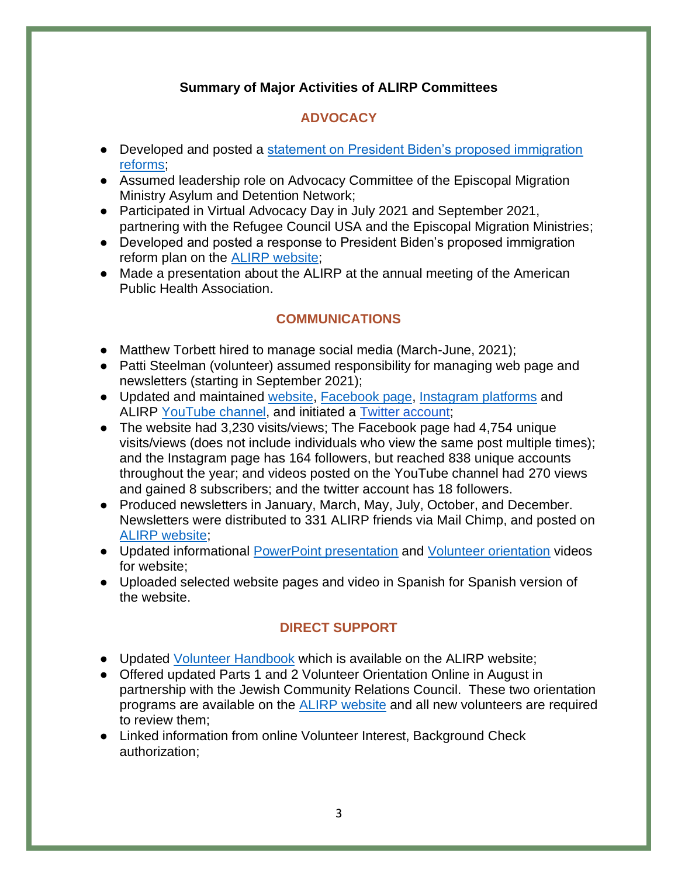## Summary of Major Activities of ALIRP Committees

### ADVOCACY

- Developed and posted a statement on President Biden's proposed immigration reforms;
- Assumed leadership role on Advocacy Committee of the Episcopal Migration Ministry Asylum and Detention Network;
- Participated in Virtual Advocacy Day in July 2021 and September 2021, partnering with the Refugee Council USA and the Episcopal Migration Ministries;
- Developed and posted a response to President Biden's proposed immigration reform plan on the ALIRP website;
- Made a presentation about the ALIRP at the annual meeting of the American Public Health Association.

### COMMUNICATIONS

- Matthew Torbett hired to manage social media (March-June, 2021);
- Patti Steelman (volunteer) assumed responsibility for managing web page and newsletters (starting in September 2021);
- Updated and maintained website, Facebook page, Instagram platforms and ALIRP YouTube channel, and initiated a Twitter account;
- The website had 3,230 visits/views; The Facebook page had 4,754 unique visits/views (does not include individuals who view the same post multiple times); and the Instagram page has 164 followers, but reached 838 unique accounts throughout the year; and videos posted on the YouTube channel had 270 views and gained 8 subscribers; and the twitter account has 18 followers.
- Produced newsletters in January, March, May, July, October, and December. Newsletters were distributed to 331 ALIRP friends via Mail Chimp, and posted on ALIRP website;
- Updated informational PowerPoint presentation and Volunteer orientation videos for website;
- Uploaded selected website pages and video in Spanish for Spanish version of the website.

### DIRECT SUPPORT

- Updated Volunteer Handbook which is available on the ALIRP website;
- Offered updated Parts 1 and 2 Volunteer Orientation Online in August in partnership with the Jewish Community Relations Council. These two orientation programs are available on the ALIRP website and all new volunteers are required to review them;
- Linked information from online Volunteer Interest, Background Check authorization;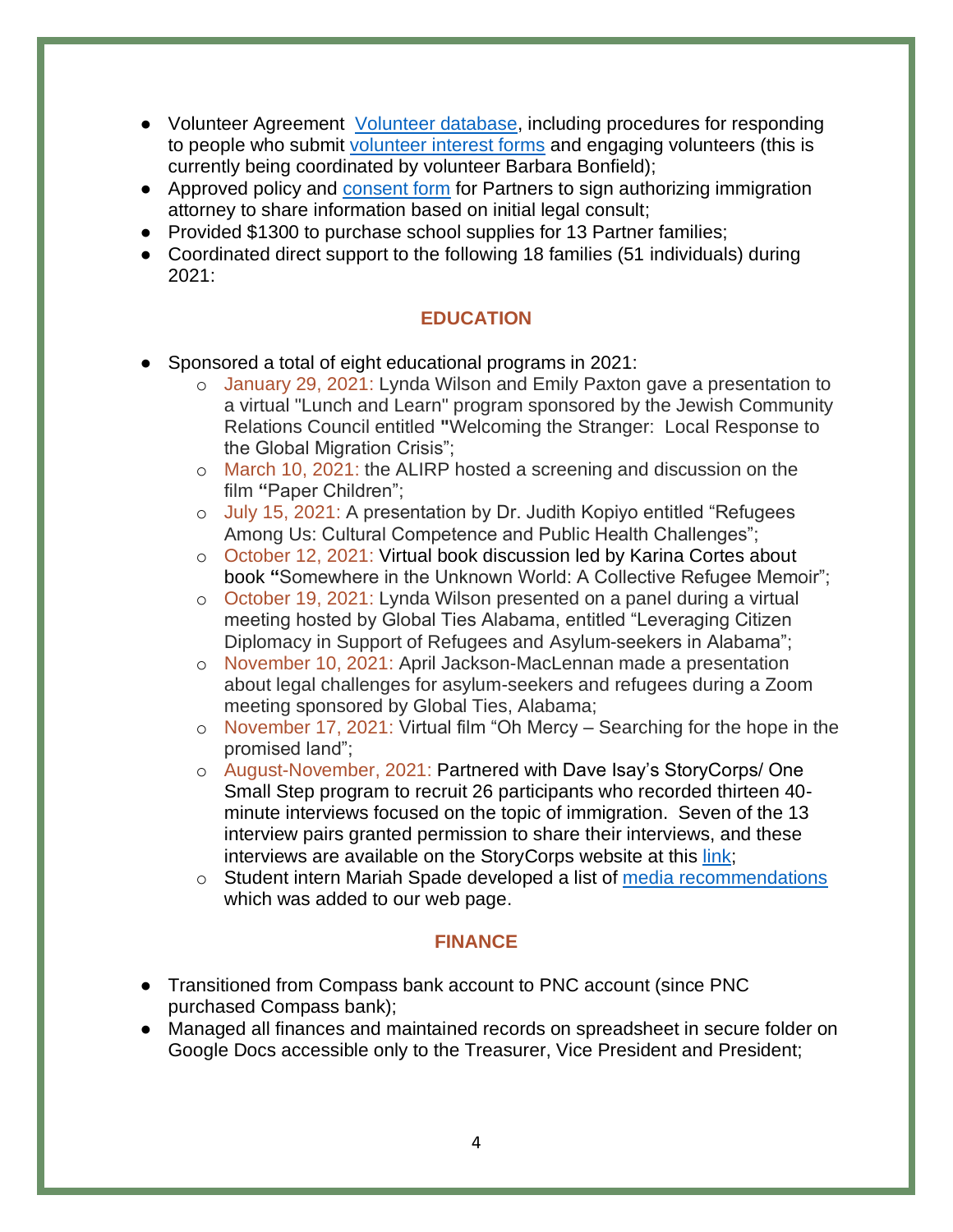- Volunteer Agreement  Volunteer database, including procedures for responding to people who submit volunteer interest forms and engaging volunteers (this is currently being coordinated by volunteer Barbara Bonfield);
- Approved policy and consent form for Partners to sign authorizing immigration attorney to share information based on initial legal consult;
- Provided $1300 to purchase school supplies for 13 Partner families;
- Coordinated direct support to the following 18 families (51 individuals) during 2021:

## EDUCATION

- Sponsored a total of eight educational programs in 2021:
  - January 29, 2021: Lynda Wilson and Emily Paxton gave a presentation to a virtual "Lunch and Learn" program sponsored by the Jewish Community Relations Council entitled **"**Welcoming the Stranger:  Local Response to the Global Migration Crisis";
  - March 10, 2021: the ALIRP hosted a screening and discussion on the film **"**Paper Children";
  - July 15, 2021: A presentation by Dr. Judith Kopiyo entitled "Refugees Among Us: Cultural Competence and Public Health Challenges";
  - October 12, 2021: Virtual book discussion led by Karina Cortes about book **"**Somewhere in the Unknown World: A Collective Refugee Memoir";
  - October 19, 2021: Lynda Wilson presented on a panel during a virtual meeting hosted by Global Ties Alabama, entitled "Leveraging Citizen Diplomacy in Support of Refugees and Asylum-seekers in Alabama";
  - November 10, 2021: April Jackson-MacLennan made a presentation about legal challenges for asylum-seekers and refugees during a Zoom meeting sponsored by Global Ties, Alabama;
  - November 17, 2021: Virtual film "Oh Mercy – Searching for the hope in the promised land";
  - August-November, 2021: Partnered with Dave Isay's StoryCorps/ One Small Step program to recruit 26 participants who recorded thirteen 40-minute interviews focused on the topic of immigration.  Seven of the 13 interview pairs granted permission to share their interviews, and these interviews are available on the StoryCorps website at this link;
  - Student intern Mariah Spade developed a list of media recommendations which was added to our web page.

## FINANCE

- Transitioned from Compass bank account to PNC account (since PNC purchased Compass bank);
- Managed all finances and maintained records on spreadsheet in secure folder on Google Docs accessible only to the Treasurer, Vice President and President;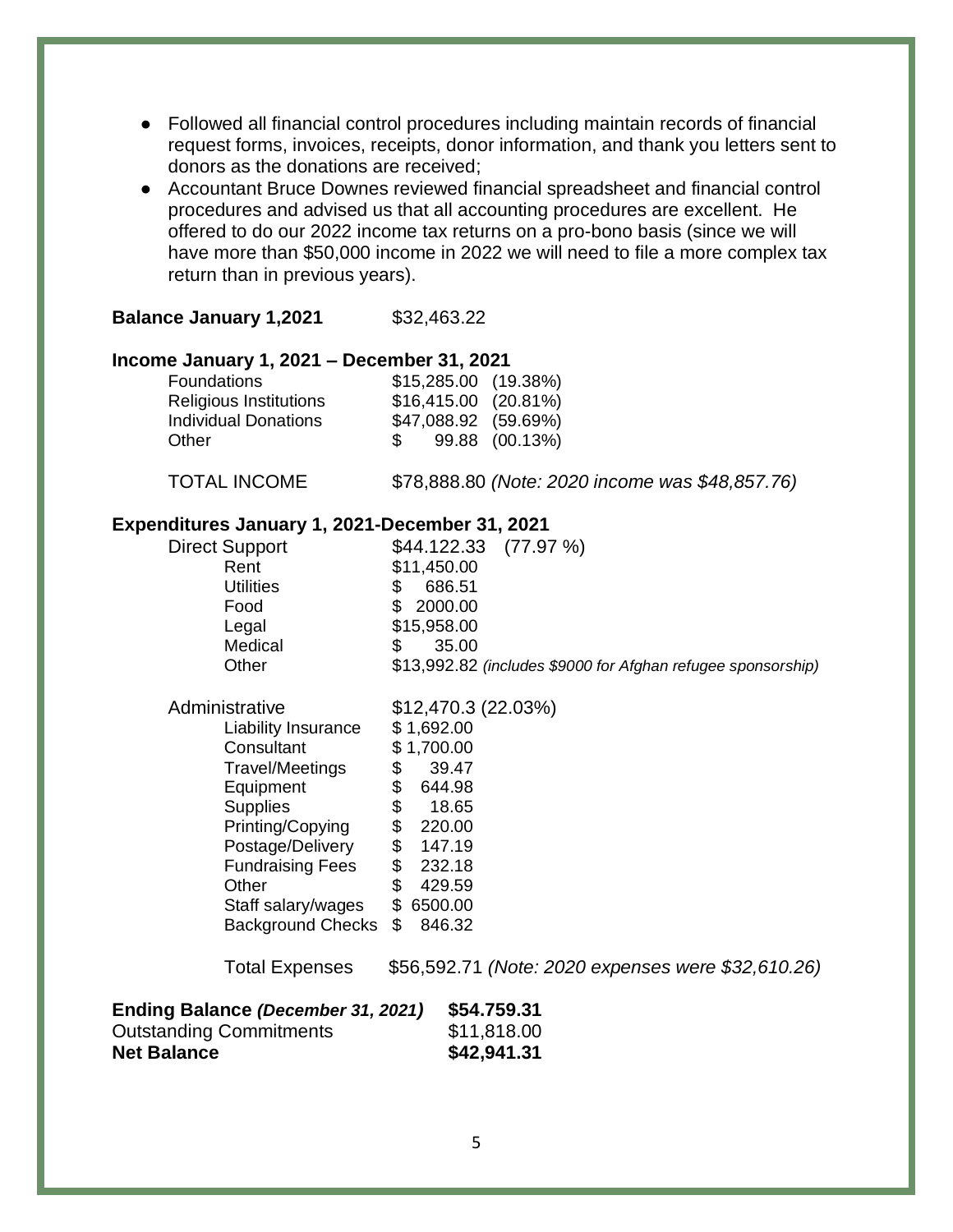- Followed all financial control procedures including maintain records of financial request forms, invoices, receipts, donor information, and thank you letters sent to donors as the donations are received;
- Accountant Bruce Downes reviewed financial spreadsheet and financial control procedures and advised us that all accounting procedures are excellent. He offered to do our 2022 income tax returns on a pro-bono basis (since we will have more than $50,000 income in 2022 we will need to file a more complex tax return than in previous years).

**Balance January 1,2021** $32,463.22

**Income January 1, 2021 – December 31, 2021**

| | | |
|---|---|---|
| Foundations | $15,285.00 | (19.38%) |
| Religious Institutions | $16,415.00 | (20.81%) |
| Individual Donations | $47,088.92 | (59.69%) |
| Other | $ 99.88 | (00.13%) |
| TOTAL INCOME | $78,888.80 *(Note: 2020 income was $48,857.76)* | |

**Expenditures January 1, 2021-December 31, 2021**

| | | |
|---|---|---|
| Direct Support | $44.122.33 | (77.97 %) |
| Rent | $11,450.00 | |
| Utilities | $ 686.51 | |
| Food | $ 2000.00 | |
| Legal | $15,958.00 | |
| Medical | $ 35.00 | |
| Other | $13,992.82 *(includes $9000 for Afghan refugee sponsorship)* | |
| Administrative | $12,470.3 | (22.03%) |
| Liability Insurance | $ 1,692.00 | |
| Consultant | $ 1,700.00 | |
| Travel/Meetings | $ 39.47 | |
| Equipment | $ 644.98 | |
| Supplies | $ 18.65 | |
| Printing/Copying | $ 220.00 | |
| Postage/Delivery | $ 147.19 | |
| Fundraising Fees | $ 232.18 | |
| Other | $ 429.59 | |
| Staff salary/wages | $ 6500.00 | |
| Background Checks | $ 846.32 | |
| Total Expenses | $56,592.71 *(Note: 2020 expenses were $32,610.26)* | |

| | |
|---|---|
| **Ending Balance *(December 31, 2021)*** | **$54.759.31** |
| Outstanding Commitments | $11,818.00 |
| **Net Balance** | **$42,941.31** |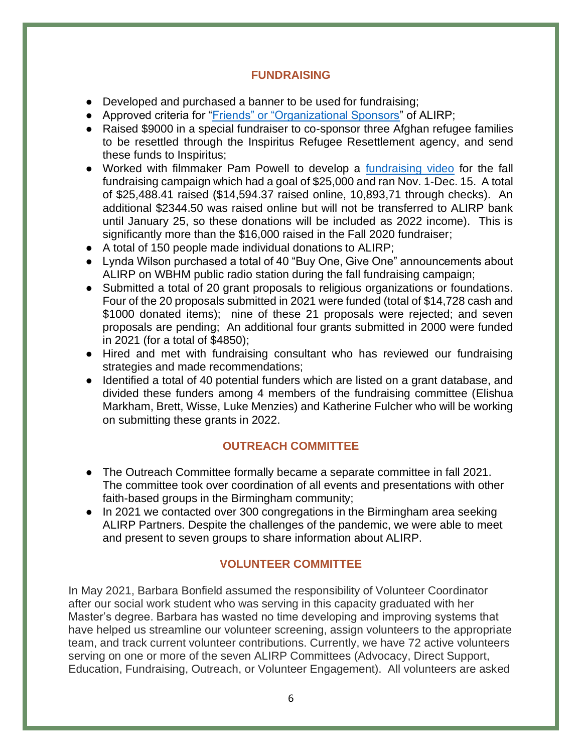## FUNDRAISING

- Developed and purchased a banner to be used for fundraising;
- Approved criteria for "Friends" or "Organizational Sponsors" of ALIRP;
- Raised $9000 in a special fundraiser to co-sponsor three Afghan refugee families to be resettled through the Inspiritus Refugee Resettlement agency, and send these funds to Inspiritus;
- Worked with filmmaker Pam Powell to develop a fundraising video for the fall fundraising campaign which had a goal of $25,000 and ran Nov. 1-Dec. 15. A total of $25,488.41 raised ($14,594.37 raised online, 10,893,71 through checks). An additional $2344.50 was raised online but will not be transferred to ALIRP bank until January 25, so these donations will be included as 2022 income). This is significantly more than the $16,000 raised in the Fall 2020 fundraiser;
- A total of 150 people made individual donations to ALIRP;
- Lynda Wilson purchased a total of 40 "Buy One, Give One" announcements about ALIRP on WBHM public radio station during the fall fundraising campaign;
- Submitted a total of 20 grant proposals to religious organizations or foundations. Four of the 20 proposals submitted in 2021 were funded (total of $14,728 cash and $1000 donated items); nine of these 21 proposals were rejected; and seven proposals are pending; An additional four grants submitted in 2000 were funded in 2021 (for a total of $4850);
- Hired and met with fundraising consultant who has reviewed our fundraising strategies and made recommendations;
- Identified a total of 40 potential funders which are listed on a grant database, and divided these funders among 4 members of the fundraising committee (Elishua Markham, Brett, Wisse, Luke Menzies) and Katherine Fulcher who will be working on submitting these grants in 2022.

## OUTREACH COMMITTEE

- The Outreach Committee formally became a separate committee in fall 2021. The committee took over coordination of all events and presentations with other faith-based groups in the Birmingham community;
- In 2021 we contacted over 300 congregations in the Birmingham area seeking ALIRP Partners. Despite the challenges of the pandemic, we were able to meet and present to seven groups to share information about ALIRP.

## VOLUNTEER COMMITTEE

In May 2021, Barbara Bonfield assumed the responsibility of Volunteer Coordinator after our social work student who was serving in this capacity graduated with her Master's degree. Barbara has wasted no time developing and improving systems that have helped us streamline our volunteer screening, assign volunteers to the appropriate team, and track current volunteer contributions. Currently, we have 72 active volunteers serving on one or more of the seven ALIRP Committees (Advocacy, Direct Support, Education, Fundraising, Outreach, or Volunteer Engagement). All volunteers are asked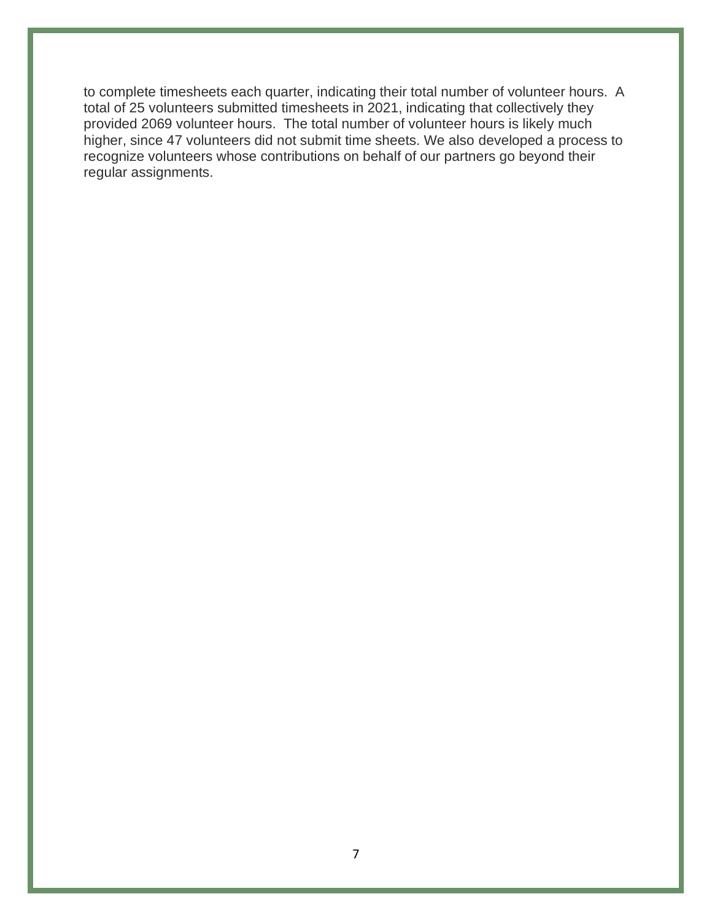to complete timesheets each quarter, indicating their total number of volunteer hours. A total of 25 volunteers submitted timesheets in 2021, indicating that collectively they provided 2069 volunteer hours. The total number of volunteer hours is likely much higher, since 47 volunteers did not submit time sheets. We also developed a process to recognize volunteers whose contributions on behalf of our partners go beyond their regular assignments.